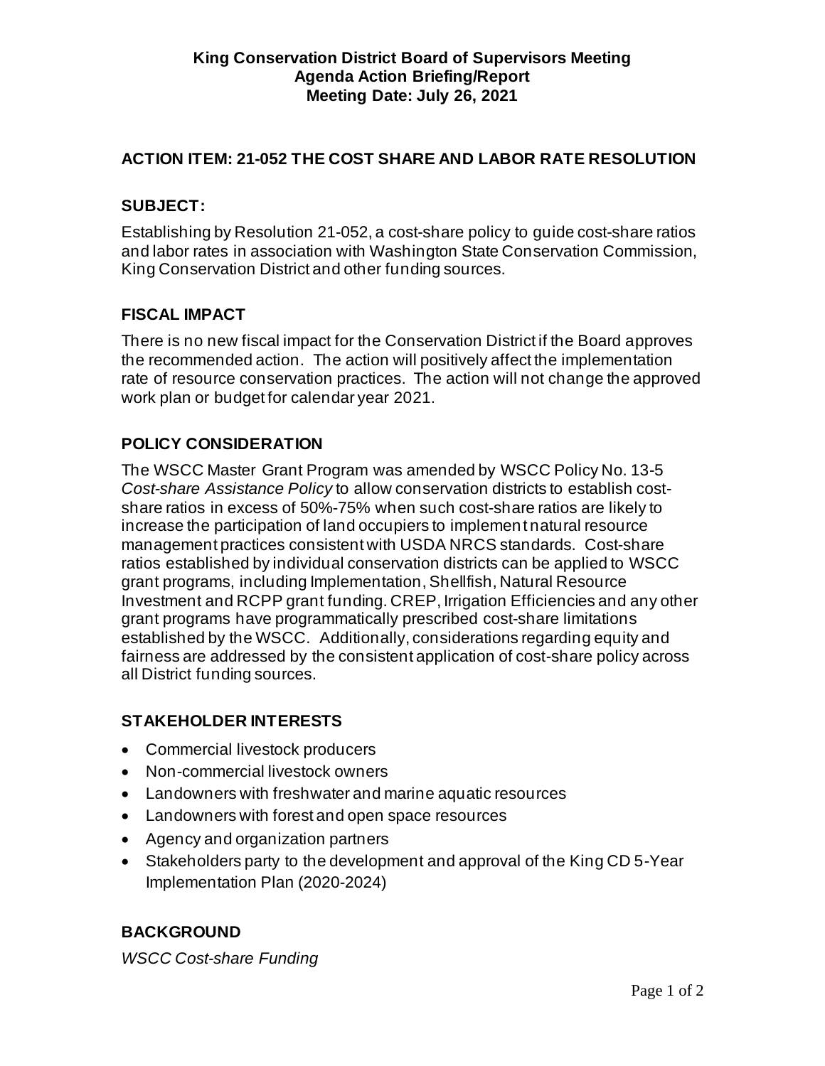**King Conservation District Board of Supervisors Meeting**
**Agenda Action Briefing/Report**
**Meeting Date: July 26, 2021**

## ACTION ITEM: 21-052 THE COST SHARE AND LABOR RATE RESOLUTION

### SUBJECT:

Establishing by Resolution 21-052, a cost-share policy to guide cost-share ratios and labor rates in association with Washington State Conservation Commission, King Conservation District and other funding sources.

### FISCAL IMPACT

There is no new fiscal impact for the Conservation District if the Board approves the recommended action. The action will positively affect the implementation rate of resource conservation practices. The action will not change the approved work plan or budget for calendar year 2021.

### POLICY CONSIDERATION

The WSCC Master Grant Program was amended by WSCC Policy No. 13-5 *Cost-share Assistance Policy* to allow conservation districts to establish cost-share ratios in excess of 50%-75% when such cost-share ratios are likely to increase the participation of land occupiers to implement natural resource management practices consistent with USDA NRCS standards. Cost-share ratios established by individual conservation districts can be applied to WSCC grant programs, including Implementation, Shellfish, Natural Resource Investment and RCPP grant funding. CREP, Irrigation Efficiencies and any other grant programs have programmatically prescribed cost-share limitations established by the WSCC. Additionally, considerations regarding equity and fairness are addressed by the consistent application of cost-share policy across all District funding sources.

### STAKEHOLDER INTERESTS

- Commercial livestock producers
- Non-commercial livestock owners
- Landowners with freshwater and marine aquatic resources
- Landowners with forest and open space resources
- Agency and organization partners
- Stakeholders party to the development and approval of the King CD 5-Year Implementation Plan (2020-2024)

### BACKGROUND

*WSCC Cost-share Funding*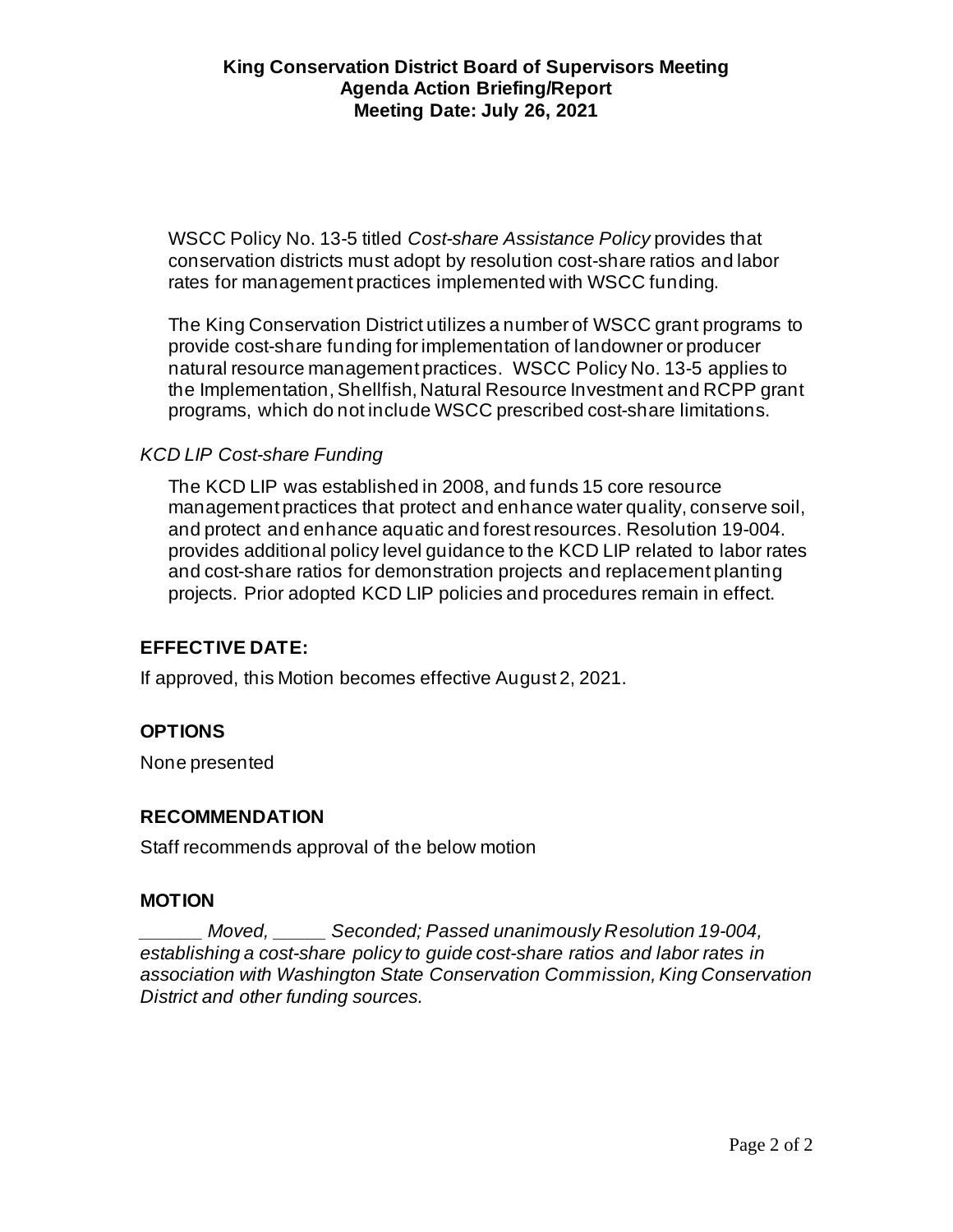WSCC Policy No. 13-5 titled *Cost-share Assistance Policy* provides that conservation districts must adopt by resolution cost-share ratios and labor rates for management practices implemented with WSCC funding.

The King Conservation District utilizes a number of WSCC grant programs to provide cost-share funding for implementation of landowner or producer natural resource management practices. WSCC Policy No. 13-5 applies to the Implementation, Shellfish, Natural Resource Investment and RCPP grant programs, which do not include WSCC prescribed cost-share limitations.

*KCD LIP Cost-share Funding*

The KCD LIP was established in 2008, and funds 15 core resource management practices that protect and enhance water quality, conserve soil, and protect and enhance aquatic and forest resources. Resolution 19-004. provides additional policy level guidance to the KCD LIP related to labor rates and cost-share ratios for demonstration projects and replacement planting projects. Prior adopted KCD LIP policies and procedures remain in effect.

## EFFECTIVE DATE:

If approved, this Motion becomes effective August 2, 2021.

## OPTIONS

None presented

## RECOMMENDATION

Staff recommends approval of the below motion

## MOTION

*______ Moved, _____ Seconded; Passed unanimously Resolution 19-004, establishing a cost-share policy to guide cost-share ratios and labor rates in association with Washington State Conservation Commission, King Conservation District and other funding sources.*